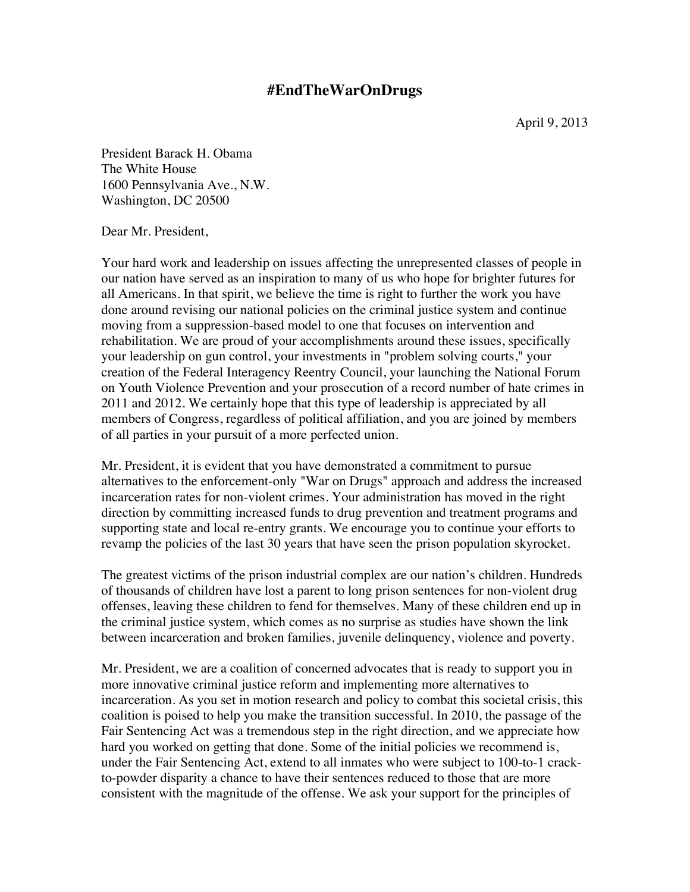# #EndTheWarOnDrugs

April 9, 2013

President Barack H. Obama
The White House
1600 Pennsylvania Ave., N.W.
Washington, DC 20500

Dear Mr. President,

Your hard work and leadership on issues affecting the unrepresented classes of people in our nation have served as an inspiration to many of us who hope for brighter futures for all Americans. In that spirit, we believe the time is right to further the work you have done around revising our national policies on the criminal justice system and continue moving from a suppression-based model to one that focuses on intervention and rehabilitation. We are proud of your accomplishments around these issues, specifically your leadership on gun control, your investments in "problem solving courts," your creation of the Federal Interagency Reentry Council, your launching the National Forum on Youth Violence Prevention and your prosecution of a record number of hate crimes in 2011 and 2012. We certainly hope that this type of leadership is appreciated by all members of Congress, regardless of political affiliation, and you are joined by members of all parties in your pursuit of a more perfected union.

Mr. President, it is evident that you have demonstrated a commitment to pursue alternatives to the enforcement-only "War on Drugs" approach and address the increased incarceration rates for non-violent crimes. Your administration has moved in the right direction by committing increased funds to drug prevention and treatment programs and supporting state and local re-entry grants. We encourage you to continue your efforts to revamp the policies of the last 30 years that have seen the prison population skyrocket.

The greatest victims of the prison industrial complex are our nation's children. Hundreds of thousands of children have lost a parent to long prison sentences for non-violent drug offenses, leaving these children to fend for themselves. Many of these children end up in the criminal justice system, which comes as no surprise as studies have shown the link between incarceration and broken families, juvenile delinquency, violence and poverty.

Mr. President, we are a coalition of concerned advocates that is ready to support you in more innovative criminal justice reform and implementing more alternatives to incarceration. As you set in motion research and policy to combat this societal crisis, this coalition is poised to help you make the transition successful. In 2010, the passage of the Fair Sentencing Act was a tremendous step in the right direction, and we appreciate how hard you worked on getting that done. Some of the initial policies we recommend is, under the Fair Sentencing Act, extend to all inmates who were subject to 100-to-1 crack-to-powder disparity a chance to have their sentences reduced to those that are more consistent with the magnitude of the offense. We ask your support for the principles of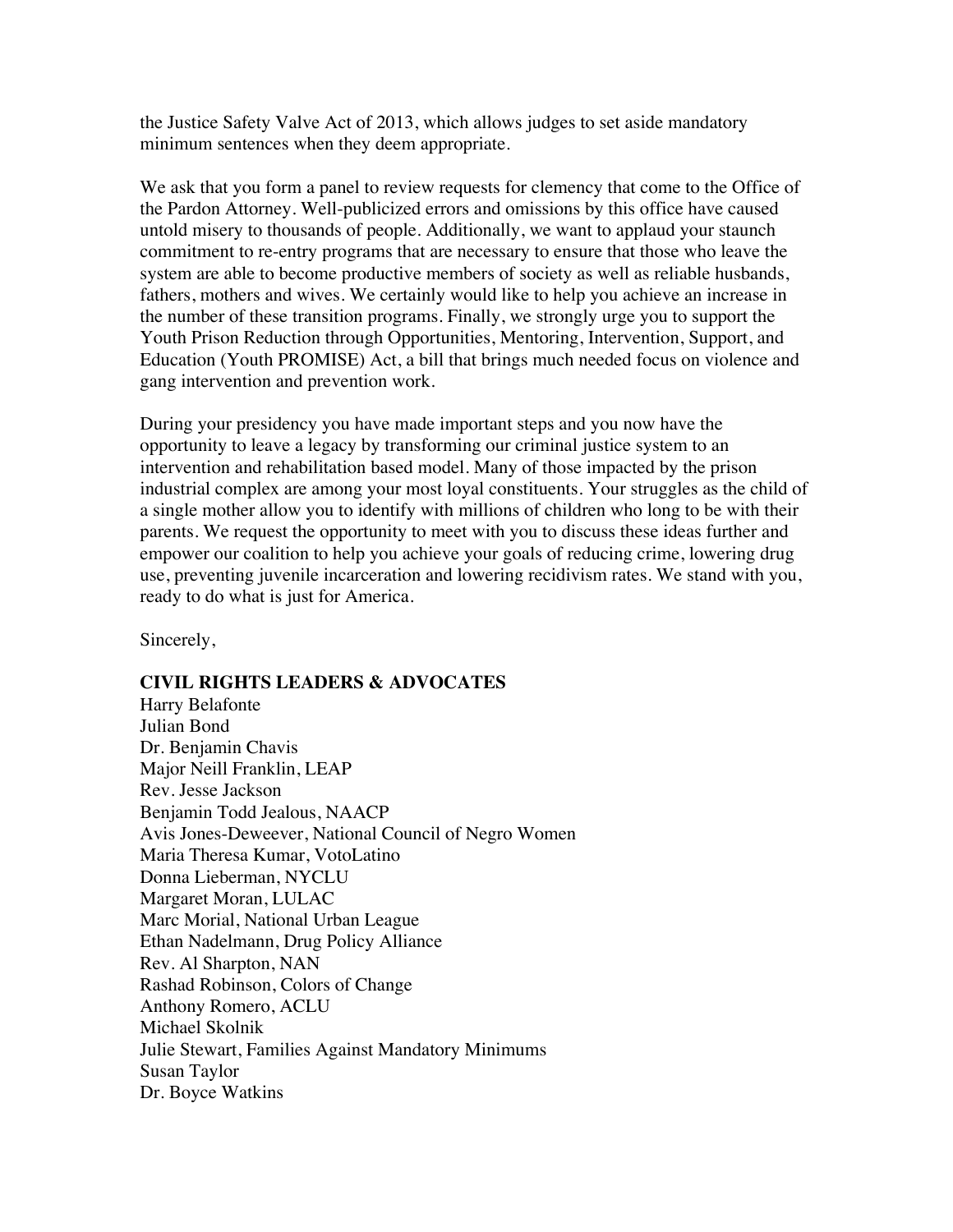the Justice Safety Valve Act of 2013, which allows judges to set aside mandatory minimum sentences when they deem appropriate.

We ask that you form a panel to review requests for clemency that come to the Office of the Pardon Attorney. Well-publicized errors and omissions by this office have caused untold misery to thousands of people. Additionally, we want to applaud your staunch commitment to re-entry programs that are necessary to ensure that those who leave the system are able to become productive members of society as well as reliable husbands, fathers, mothers and wives. We certainly would like to help you achieve an increase in the number of these transition programs. Finally, we strongly urge you to support the Youth Prison Reduction through Opportunities, Mentoring, Intervention, Support, and Education (Youth PROMISE) Act, a bill that brings much needed focus on violence and gang intervention and prevention work.

During your presidency you have made important steps and you now have the opportunity to leave a legacy by transforming our criminal justice system to an intervention and rehabilitation based model. Many of those impacted by the prison industrial complex are among your most loyal constituents. Your struggles as the child of a single mother allow you to identify with millions of children who long to be with their parents. We request the opportunity to meet with you to discuss these ideas further and empower our coalition to help you achieve your goals of reducing crime, lowering drug use, preventing juvenile incarceration and lowering recidivism rates. We stand with you, ready to do what is just for America.

Sincerely,

**CIVIL RIGHTS LEADERS & ADVOCATES**

Harry Belafonte
Julian Bond
Dr. Benjamin Chavis
Major Neill Franklin, LEAP
Rev. Jesse Jackson
Benjamin Todd Jealous, NAACP
Avis Jones-Deweever, National Council of Negro Women
Maria Theresa Kumar, VotoLatino
Donna Lieberman, NYCLU
Margaret Moran, LULAC
Marc Morial, National Urban League
Ethan Nadelmann, Drug Policy Alliance
Rev. Al Sharpton, NAN
Rashad Robinson, Colors of Change
Anthony Romero, ACLU
Michael Skolnik
Julie Stewart, Families Against Mandatory Minimums
Susan Taylor
Dr. Boyce Watkins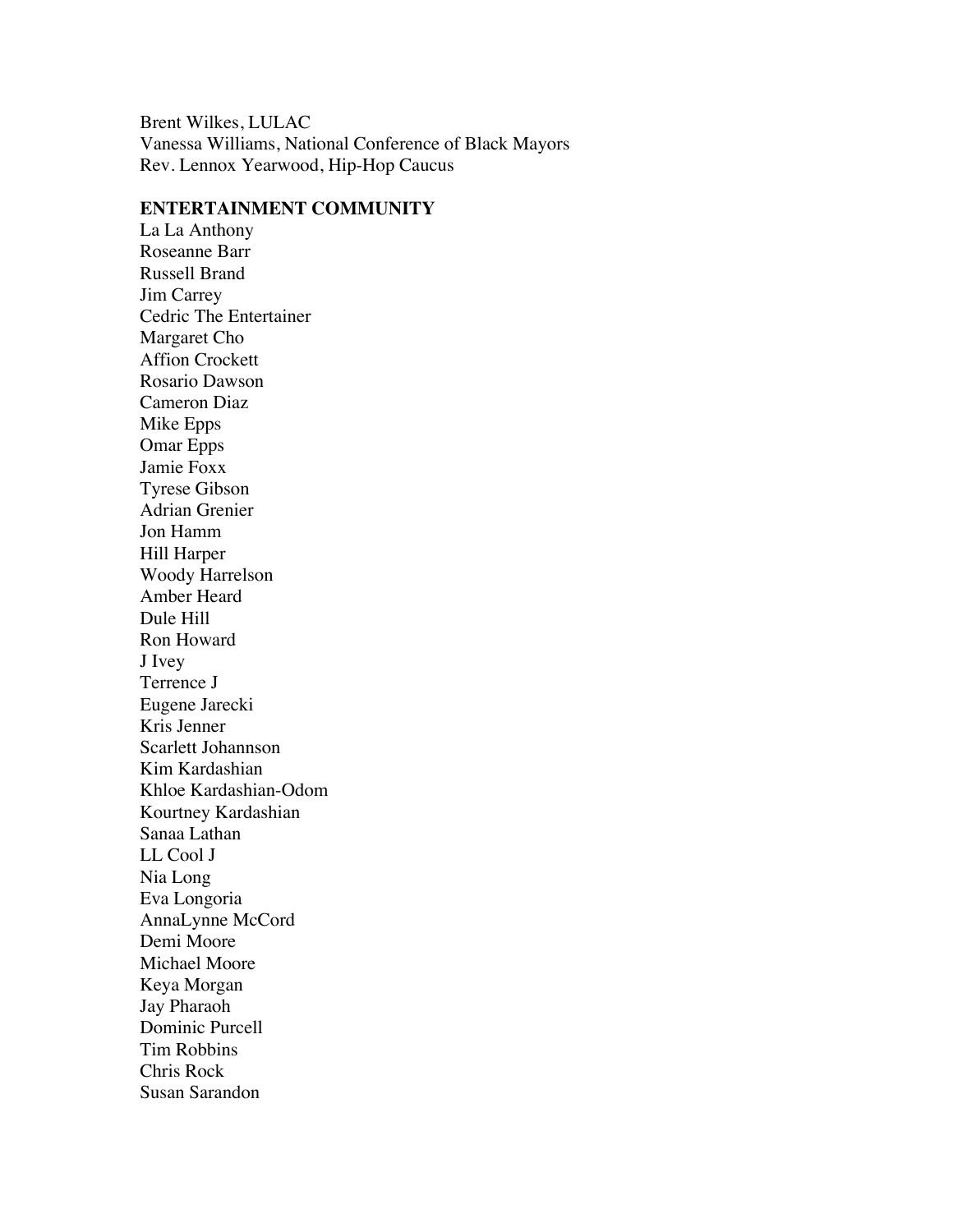Brent Wilkes, LULAC
Vanessa Williams, National Conference of Black Mayors
Rev. Lennox Yearwood, Hip-Hop Caucus

**ENTERTAINMENT COMMUNITY**

La La Anthony
Roseanne Barr
Russell Brand
Jim Carrey
Cedric The Entertainer
Margaret Cho
Affion Crockett
Rosario Dawson
Cameron Diaz
Mike Epps
Omar Epps
Jamie Foxx
Tyrese Gibson
Adrian Grenier
Jon Hamm
Hill Harper
Woody Harrelson
Amber Heard
Dule Hill
Ron Howard
J Ivey
Terrence J
Eugene Jarecki
Kris Jenner
Scarlett Johannson
Kim Kardashian
Khloe Kardashian-Odom
Kourtney Kardashian
Sanaa Lathan
LL Cool J
Nia Long
Eva Longoria
AnnaLynne McCord
Demi Moore
Michael Moore
Keya Morgan
Jay Pharaoh
Dominic Purcell
Tim Robbins
Chris Rock
Susan Sarandon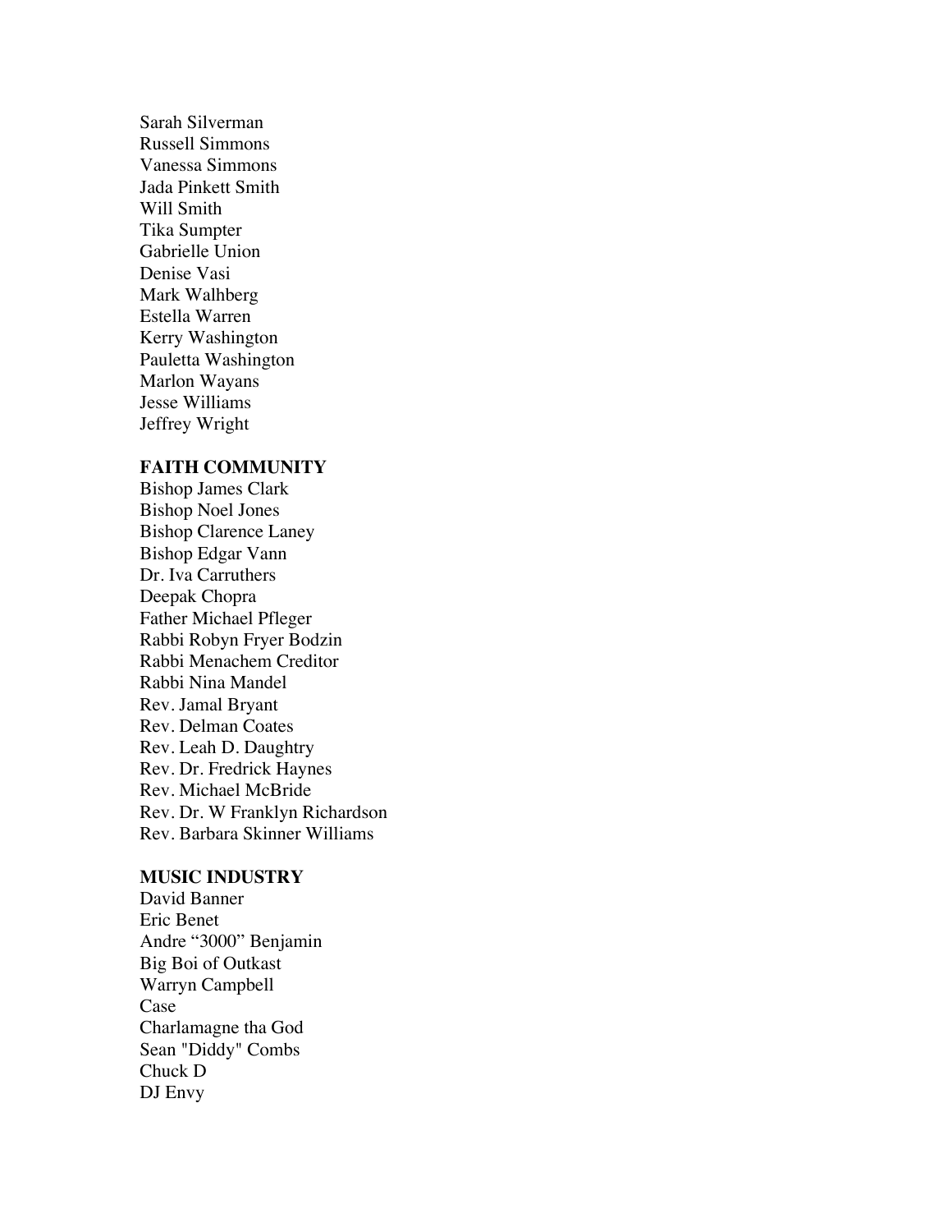Sarah Silverman
Russell Simmons
Vanessa Simmons
Jada Pinkett Smith
Will Smith
Tika Sumpter
Gabrielle Union
Denise Vasi
Mark Walhberg
Estella Warren
Kerry Washington
Pauletta Washington
Marlon Wayans
Jesse Williams
Jeffrey Wright

**FAITH COMMUNITY**

Bishop James Clark
Bishop Noel Jones
Bishop Clarence Laney
Bishop Edgar Vann
Dr. Iva Carruthers
Deepak Chopra
Father Michael Pfleger
Rabbi Robyn Fryer Bodzin
Rabbi Menachem Creditor
Rabbi Nina Mandel
Rev. Jamal Bryant
Rev. Delman Coates
Rev. Leah D. Daughtry
Rev. Dr. Fredrick Haynes
Rev. Michael McBride
Rev. Dr. W Franklyn Richardson
Rev. Barbara Skinner Williams

**MUSIC INDUSTRY**

David Banner
Eric Benet
Andre “3000” Benjamin
Big Boi of Outkast
Warryn Campbell
Case
Charlamagne tha God
Sean "Diddy" Combs
Chuck D
DJ Envy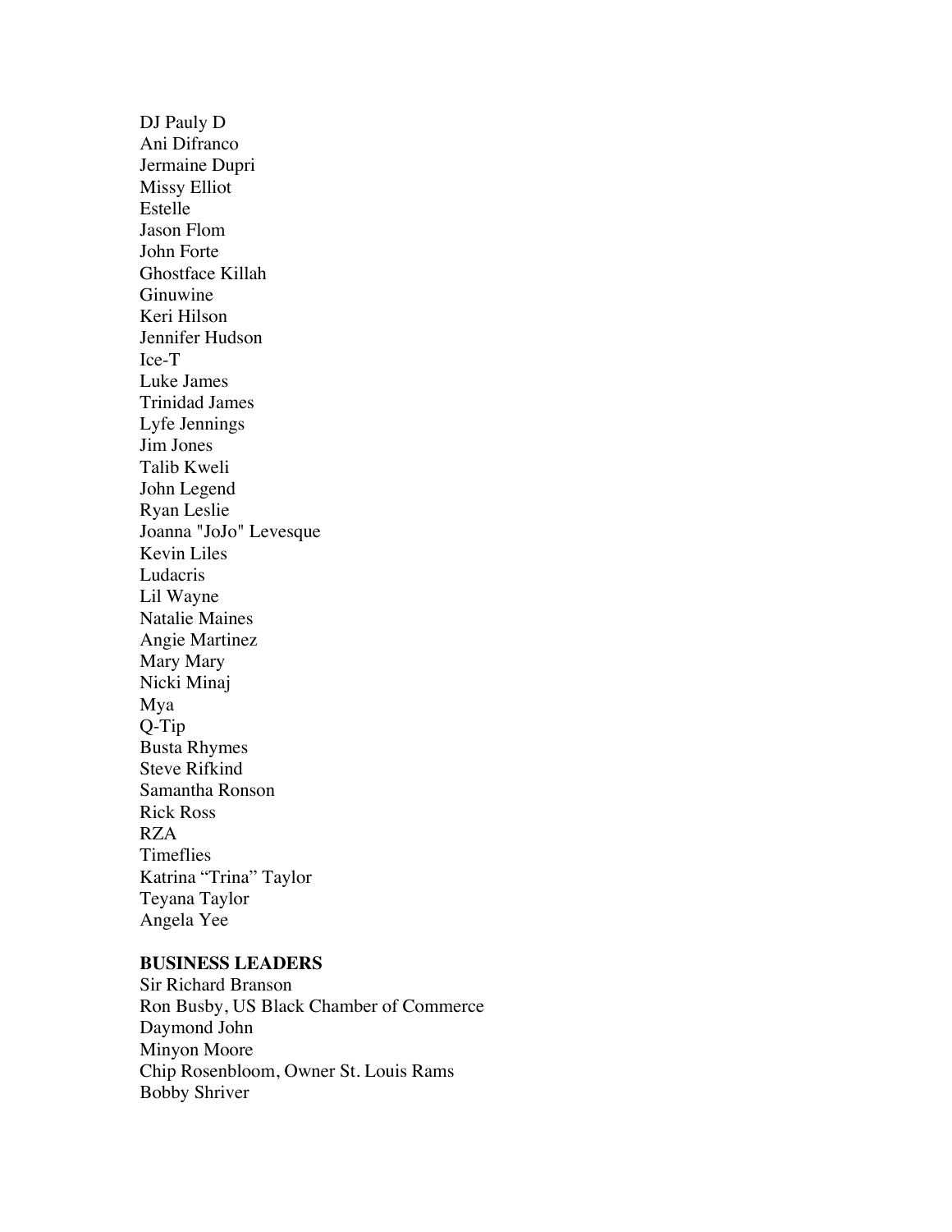DJ Pauly D
Ani Difranco
Jermaine Dupri
Missy Elliot
Estelle
Jason Flom
John Forte
Ghostface Killah
Ginuwine
Keri Hilson
Jennifer Hudson
Ice-T
Luke James
Trinidad James
Lyfe Jennings
Jim Jones
Talib Kweli
John Legend
Ryan Leslie
Joanna "JoJo" Levesque
Kevin Liles
Ludacris
Lil Wayne
Natalie Maines
Angie Martinez
Mary Mary
Nicki Minaj
Mya
Q-Tip
Busta Rhymes
Steve Rifkind
Samantha Ronson
Rick Ross
RZA
Timeflies
Katrina "Trina" Taylor
Teyana Taylor
Angela Yee

**BUSINESS LEADERS**

Sir Richard Branson
Ron Busby, US Black Chamber of Commerce
Daymond John
Minyon Moore
Chip Rosenbloom, Owner St. Louis Rams
Bobby Shriver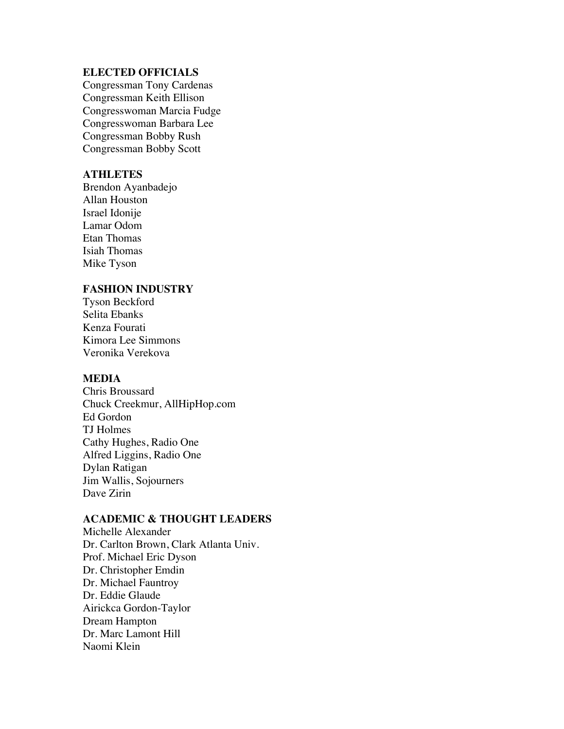**ELECTED OFFICIALS**

Congressman Tony Cardenas
Congressman Keith Ellison
Congresswoman Marcia Fudge
Congresswoman Barbara Lee
Congressman Bobby Rush
Congressman Bobby Scott

**ATHLETES**

Brendon Ayanbadejo
Allan Houston
Israel Idonije
Lamar Odom
Etan Thomas
Isiah Thomas
Mike Tyson

**FASHION INDUSTRY**

Tyson Beckford
Selita Ebanks
Kenza Fourati
Kimora Lee Simmons
Veronika Verekova

**MEDIA**

Chris Broussard
Chuck Creekmur, AllHipHop.com
Ed Gordon
TJ Holmes
Cathy Hughes, Radio One
Alfred Liggins, Radio One
Dylan Ratigan
Jim Wallis, Sojourners
Dave Zirin

**ACADEMIC & THOUGHT LEADERS**

Michelle Alexander
Dr. Carlton Brown, Clark Atlanta Univ.
Prof. Michael Eric Dyson
Dr. Christopher Emdin
Dr. Michael Fauntroy
Dr. Eddie Glaude
Airickca Gordon-Taylor
Dream Hampton
Dr. Marc Lamont Hill
Naomi Klein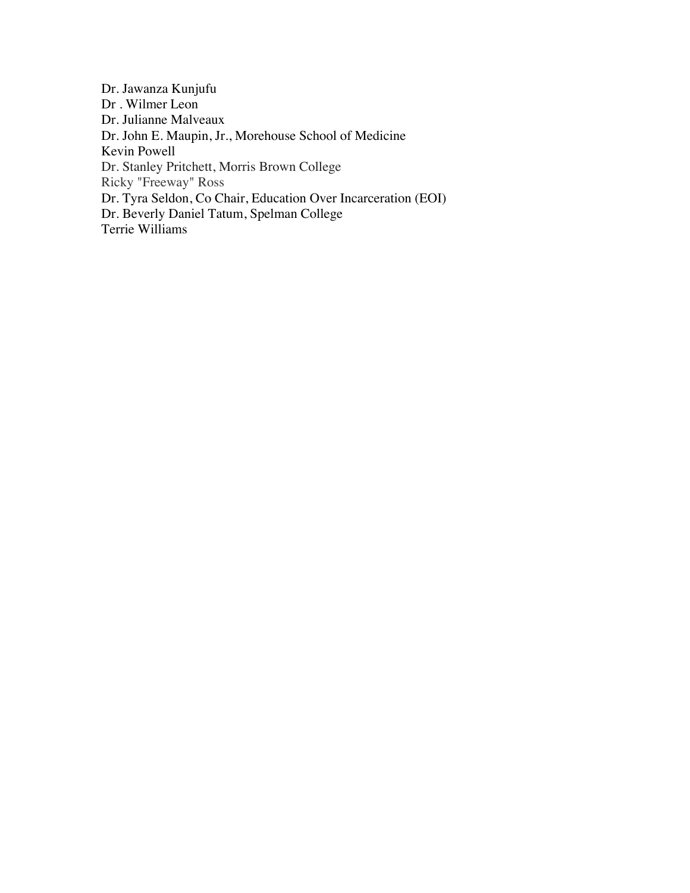Dr. Jawanza Kunjufu
Dr . Wilmer Leon
Dr. Julianne Malveaux
Dr. John E. Maupin, Jr., Morehouse School of Medicine
Kevin Powell
Dr. Stanley Pritchett, Morris Brown College
Ricky "Freeway" Ross
Dr. Tyra Seldon, Co Chair, Education Over Incarceration (EOI)
Dr. Beverly Daniel Tatum, Spelman College
Terrie Williams